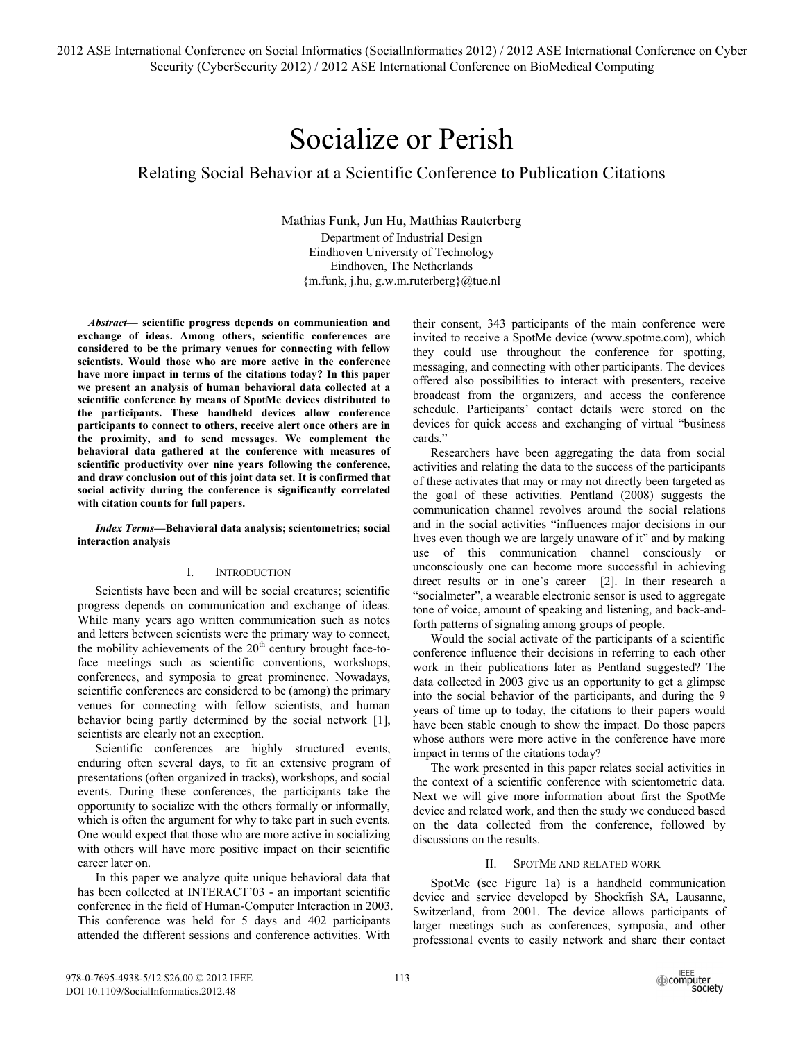# Socialize or Perish

## Relating Social Behavior at a Scientific Conference to Publication Citations

Mathias Funk, Jun Hu, Matthias Rauterberg
Department of Industrial Design
Eindhoven University of Technology
Eindhoven, The Netherlands
{m.funk, j.hu, g.w.m.ruterberg}@tue.nl

***Abstract*— scientific progress depends on communication and exchange of ideas. Among others, scientific conferences are considered to be the primary venues for connecting with fellow scientists. Would those who are more active in the conference have more impact in terms of the citations today? In this paper we present an analysis of human behavioral data collected at a scientific conference by means of SpotMe devices distributed to the participants. These handheld devices allow conference participants to connect to others, receive alert once others are in the proximity, and to send messages. We complement the behavioral data gathered at the conference with measures of scientific productivity over nine years following the conference, and draw conclusion out of this joint data set. It is confirmed that social activity during the conference is significantly correlated with citation counts for full papers.**

***Index Terms*—Behavioral data analysis; scientometrics; social interaction analysis**

### I. Introduction

Scientists have been and will be social creatures; scientific progress depends on communication and exchange of ideas. While many years ago written communication such as notes and letters between scientists were the primary way to connect, the mobility achievements of the 20th century brought face-to-face meetings such as scientific conventions, workshops, conferences, and symposia to great prominence. Nowadays, scientific conferences are considered to be (among) the primary venues for connecting with fellow scientists, and human behavior being partly determined by the social network [1], scientists are clearly not an exception.

Scientific conferences are highly structured events, enduring often several days, to fit an extensive program of presentations (often organized in tracks), workshops, and social events. During these conferences, the participants take the opportunity to socialize with the others formally or informally, which is often the argument for why to take part in such events. One would expect that those who are more active in socializing with others will have more positive impact on their scientific career later on.

In this paper we analyze quite unique behavioral data that has been collected at INTERACT'03 - an important scientific conference in the field of Human-Computer Interaction in 2003. This conference was held for 5 days and 402 participants attended the different sessions and conference activities. With their consent, 343 participants of the main conference were invited to receive a SpotMe device (www.spotme.com), which they could use throughout the conference for spotting, messaging, and connecting with other participants. The devices offered also possibilities to interact with presenters, receive broadcast from the organizers, and access the conference schedule. Participants' contact details were stored on the devices for quick access and exchanging of virtual "business cards."

Researchers have been aggregating the data from social activities and relating the data to the success of the participants of these activates that may or may not directly been targeted as the goal of these activities. Pentland (2008) suggests the communication channel revolves around the social relations and in the social activities "influences major decisions in our lives even though we are largely unaware of it" and by making use of this communication channel consciously or unconsciously one can become more successful in achieving direct results or in one's career [2]. In their research a "socialmeter", a wearable electronic sensor is used to aggregate tone of voice, amount of speaking and listening, and back-and-forth patterns of signaling among groups of people.

Would the social activate of the participants of a scientific conference influence their decisions in referring to each other work in their publications later as Pentland suggested? The data collected in 2003 give us an opportunity to get a glimpse into the social behavior of the participants, and during the 9 years of time up to today, the citations to their papers would have been stable enough to show the impact. Do those papers whose authors were more active in the conference have more impact in terms of the citations today?

The work presented in this paper relates social activities in the context of a scientific conference with scientometric data. Next we will give more information about first the SpotMe device and related work, and then the study we conduced based on the data collected from the conference, followed by discussions on the results.

### II. SpotMe and Related Work

SpotMe (see Figure 1a) is a handheld communication device and service developed by Shockfish SA, Lausanne, Switzerland, from 2001. The device allows participants of larger meetings such as conferences, symposia, and other professional events to easily network and share their contact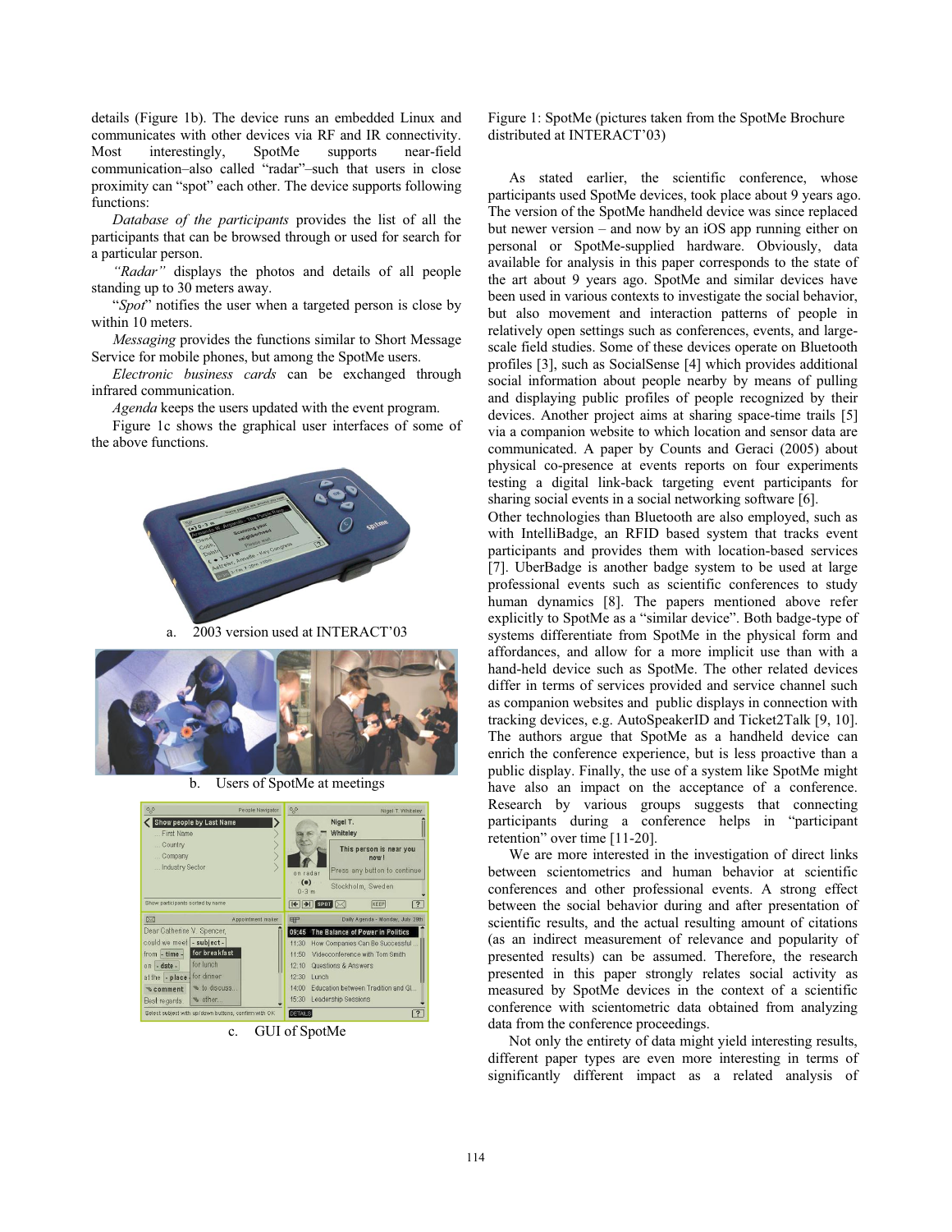details (Figure 1b). The device runs an embedded Linux and communicates with other devices via RF and IR connectivity. Most interestingly, SpotMe supports near-field communication–also called "radar"–such that users in close proximity can "spot" each other. The device supports following functions:

*Database of the participants* provides the list of all the participants that can be browsed through or used for search for a particular person.

*"Radar"* displays the photos and details of all people standing up to 30 meters away.

"*Spot*" notifies the user when a targeted person is close by within 10 meters.

*Messaging* provides the functions similar to Short Message Service for mobile phones, but among the SpotMe users.

*Electronic business cards* can be exchanged through infrared communication.

*Agenda* keeps the users updated with the event program.

Figure 1c shows the graphical user interfaces of some of the above functions.

a. 2003 version used at INTERACT'03

b. Users of SpotMe at meetings

c. GUI of SpotMe

Figure 1: SpotMe (pictures taken from the SpotMe Brochure distributed at INTERACT'03)

As stated earlier, the scientific conference, whose participants used SpotMe devices, took place about 9 years ago. The version of the SpotMe handheld device was since replaced but newer version – and now by an iOS app running either on personal or SpotMe-supplied hardware. Obviously, data available for analysis in this paper corresponds to the state of the art about 9 years ago. SpotMe and similar devices have been used in various contexts to investigate the social behavior, but also movement and interaction patterns of people in relatively open settings such as conferences, events, and large-scale field studies. Some of these devices operate on Bluetooth profiles [3], such as SocialSense [4] which provides additional social information about people nearby by means of pulling and displaying public profiles of people recognized by their devices. Another project aims at sharing space-time trails [5] via a companion website to which location and sensor data are communicated. A paper by Counts and Geraci (2005) about physical co-presence at events reports on four experiments testing a digital link-back targeting event participants for sharing social events in a social networking software [6].

Other technologies than Bluetooth are also employed, such as with IntelliBadge, an RFID based system that tracks event participants and provides them with location-based services [7]. UberBadge is another badge system to be used at large professional events such as scientific conferences to study human dynamics [8]. The papers mentioned above refer explicitly to SpotMe as a "similar device". Both badge-type of systems differentiate from SpotMe in the physical form and affordances, and allow for a more implicit use than with a hand-held device such as SpotMe. The other related devices differ in terms of services provided and service channel such as companion websites and public displays in connection with tracking devices, e.g. AutoSpeakerID and Ticket2Talk [9, 10]. The authors argue that SpotMe as a handheld device can enrich the conference experience, but is less proactive than a public display. Finally, the use of a system like SpotMe might have also an impact on the acceptance of a conference. Research by various groups suggests that connecting participants during a conference helps in "participant retention" over time [11-20].

We are more interested in the investigation of direct links between scientometrics and human behavior at scientific conferences and other professional events. A strong effect between the social behavior during and after presentation of scientific results, and the actual resulting amount of citations (as an indirect measurement of relevance and popularity of presented results) can be assumed. Therefore, the research presented in this paper strongly relates social activity as measured by SpotMe devices in the context of a scientific conference with scientometric data obtained from analyzing data from the conference proceedings.

Not only the entirety of data might yield interesting results, different paper types are even more interesting in terms of significantly different impact as a related analysis of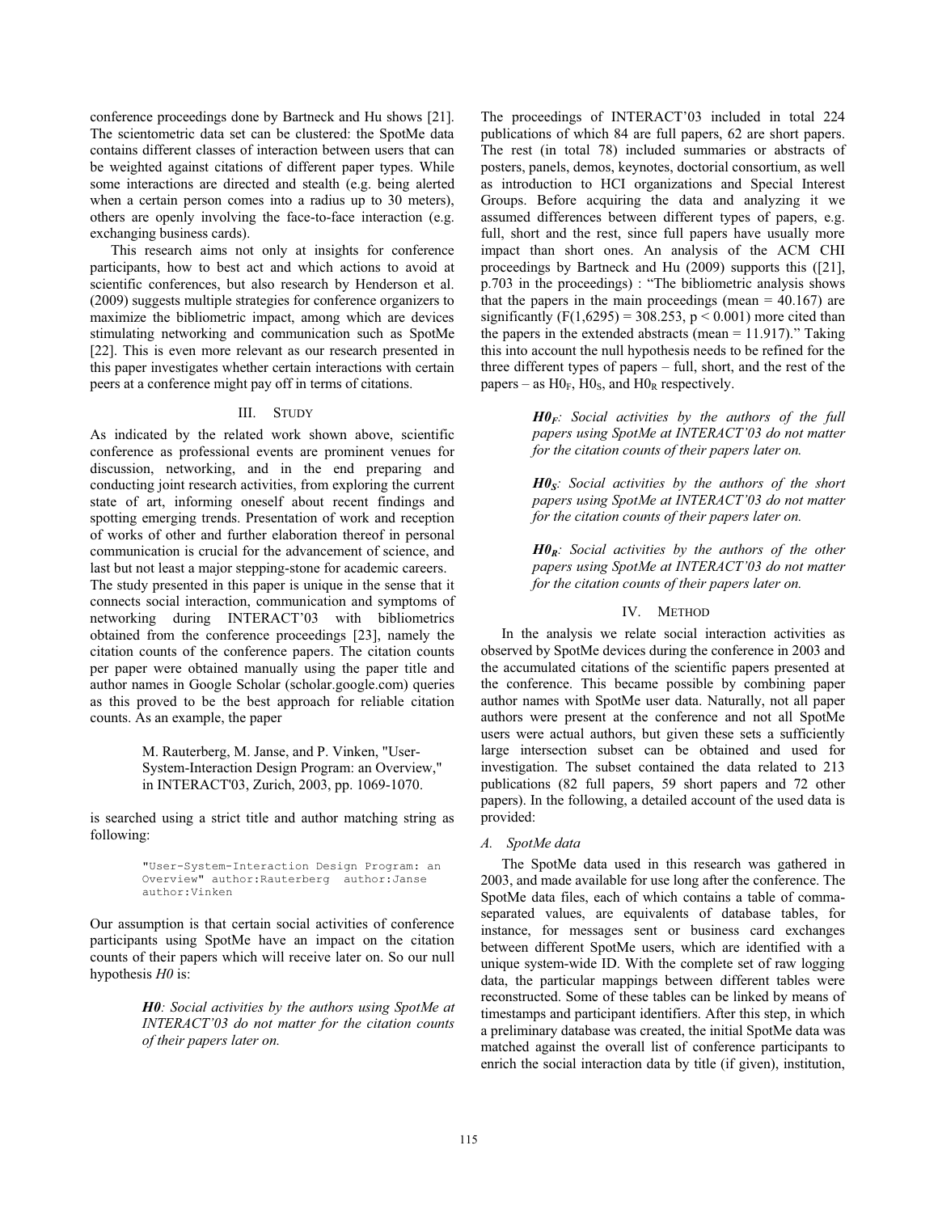conference proceedings done by Bartneck and Hu shows [21]. The scientometric data set can be clustered: the SpotMe data contains different classes of interaction between users that can be weighted against citations of different paper types. While some interactions are directed and stealth (e.g. being alerted when a certain person comes into a radius up to 30 meters), others are openly involving the face-to-face interaction (e.g. exchanging business cards).

This research aims not only at insights for conference participants, how to best act and which actions to avoid at scientific conferences, but also research by Henderson et al. (2009) suggests multiple strategies for conference organizers to maximize the bibliometric impact, among which are devices stimulating networking and communication such as SpotMe [22]. This is even more relevant as our research presented in this paper investigates whether certain interactions with certain peers at a conference might pay off in terms of citations.

## III. Study

As indicated by the related work shown above, scientific conference as professional events are prominent venues for discussion, networking, and in the end preparing and conducting joint research activities, from exploring the current state of art, informing oneself about recent findings and spotting emerging trends. Presentation of work and reception of works of other and further elaboration thereof in personal communication is crucial for the advancement of science, and last but not least a major stepping-stone for academic careers.

The study presented in this paper is unique in the sense that it connects social interaction, communication and symptoms of networking during INTERACT'03 with bibliometrics obtained from the conference proceedings [23], namely the citation counts of the conference papers. The citation counts per paper were obtained manually using the paper title and author names in Google Scholar (scholar.google.com) queries as this proved to be the best approach for reliable citation counts. As an example, the paper

> M. Rauterberg, M. Janse, and P. Vinken, "User-System-Interaction Design Program: an Overview," in INTERACT'03, Zurich, 2003, pp. 1069-1070.

is searched using a strict title and author matching string as following:

```
"User-System-Interaction Design Program: an
Overview" author:Rauterberg  author:Janse
author:Vinken
```

Our assumption is that certain social activities of conference participants using SpotMe have an impact on the citation counts of their papers which will receive later on. So our null hypothesis *H0* is:

> ***H0****: Social activities by the authors using SpotMe at INTERACT'03 do not matter for the citation counts of their papers later on.*

The proceedings of INTERACT'03 included in total 224 publications of which 84 are full papers, 62 are short papers. The rest (in total 78) included summaries or abstracts of posters, panels, demos, keynotes, doctorial consortium, as well as introduction to HCI organizations and Special Interest Groups. Before acquiring the data and analyzing it we assumed differences between different types of papers, e.g. full, short and the rest, since full papers have usually more impact than short ones. An analysis of the ACM CHI proceedings by Bartneck and Hu (2009) supports this ([21], p.703 in the proceedings) : "The bibliometric analysis shows that the papers in the main proceedings (mean = 40.167) are significantly ($F(1,6295) = 308.253$, $p < 0.001$) more cited than the papers in the extended abstracts (mean = 11.917)." Taking this into account the null hypothesis needs to be refined for the three different types of papers – full, short, and the rest of the papers – as $H0_F$, $H0_S$, and $H0_R$ respectively.

> ***$H0_F$****: Social activities by the authors of the full papers using SpotMe at INTERACT'03 do not matter for the citation counts of their papers later on.*

> ***$H0_S$****: Social activities by the authors of the short papers using SpotMe at INTERACT'03 do not matter for the citation counts of their papers later on.*

> ***$H0_R$****: Social activities by the authors of the other papers using SpotMe at INTERACT'03 do not matter for the citation counts of their papers later on.*

## IV. Method

In the analysis we relate social interaction activities as observed by SpotMe devices during the conference in 2003 and the accumulated citations of the scientific papers presented at the conference. This became possible by combining paper author names with SpotMe user data. Naturally, not all paper authors were present at the conference and not all SpotMe users were actual authors, but given these sets a sufficiently large intersection subset can be obtained and used for investigation. The subset contained the data related to 213 publications (82 full papers, 59 short papers and 72 other papers). In the following, a detailed account of the used data is provided:

### *A. SpotMe data*

The SpotMe data used in this research was gathered in 2003, and made available for use long after the conference. The SpotMe data files, each of which contains a table of comma-separated values, are equivalents of database tables, for instance, for messages sent or business card exchanges between different SpotMe users, which are identified with a unique system-wide ID. With the complete set of raw logging data, the particular mappings between different tables were reconstructed. Some of these tables can be linked by means of timestamps and participant identifiers. After this step, in which a preliminary database was created, the initial SpotMe data was matched against the overall list of conference participants to enrich the social interaction data by title (if given), institution,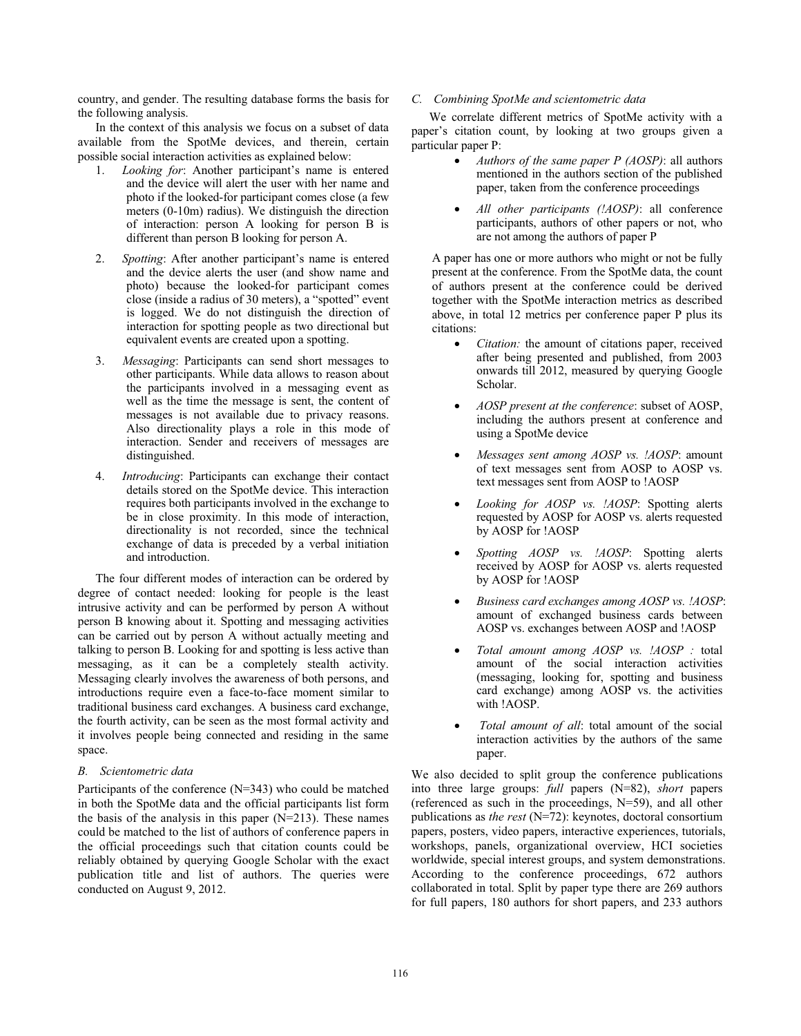country, and gender. The resulting database forms the basis for the following analysis.

In the context of this analysis we focus on a subset of data available from the SpotMe devices, and therein, certain possible social interaction activities as explained below:

1. *Looking for*: Another participant's name is entered and the device will alert the user with her name and photo if the looked-for participant comes close (a few meters (0-10m) radius). We distinguish the direction of interaction: person A looking for person B is different than person B looking for person A.

2. *Spotting*: After another participant's name is entered and the device alerts the user (and show name and photo) because the looked-for participant comes close (inside a radius of 30 meters), a "spotted" event is logged. We do not distinguish the direction of interaction for spotting people as two directional but equivalent events are created upon a spotting.

3. *Messaging*: Participants can send short messages to other participants. While data allows to reason about the participants involved in a messaging event as well as the time the message is sent, the content of messages is not available due to privacy reasons. Also directionality plays a role in this mode of interaction. Sender and receivers of messages are distinguished.

4. *Introducing*: Participants can exchange their contact details stored on the SpotMe device. This interaction requires both participants involved in the exchange to be in close proximity. In this mode of interaction, directionality is not recorded, since the technical exchange of data is preceded by a verbal initiation and introduction.

The four different modes of interaction can be ordered by degree of contact needed: looking for people is the least intrusive activity and can be performed by person A without person B knowing about it. Spotting and messaging activities can be carried out by person A without actually meeting and talking to person B. Looking for and spotting is less active than messaging, as it can be a completely stealth activity. Messaging clearly involves the awareness of both persons, and introductions require even a face-to-face moment similar to traditional business card exchanges. A business card exchange, the fourth activity, can be seen as the most formal activity and it involves people being connected and residing in the same space.

### B. Scientometric data

Participants of the conference (N=343) who could be matched in both the SpotMe data and the official participants list form the basis of the analysis in this paper (N=213). These names could be matched to the list of authors of conference papers in the official proceedings such that citation counts could be reliably obtained by querying Google Scholar with the exact publication title and list of authors. The queries were conducted on August 9, 2012.

### C. Combining SpotMe and scientometric data

We correlate different metrics of SpotMe activity with a paper's citation count, by looking at two groups given a particular paper P:

- *Authors of the same paper P (AOSP)*: all authors mentioned in the authors section of the published paper, taken from the conference proceedings

- *All other participants (!AOSP)*: all conference participants, authors of other papers or not, who are not among the authors of paper P

A paper has one or more authors who might or not be fully present at the conference. From the SpotMe data, the count of authors present at the conference could be derived together with the SpotMe interaction metrics as described above, in total 12 metrics per conference paper P plus its citations:

- *Citation:* the amount of citations paper, received after being presented and published, from 2003 onwards till 2012, measured by querying Google Scholar.

- *AOSP present at the conference*: subset of AOSP, including the authors present at conference and using a SpotMe device

- *Messages sent among AOSP vs. !AOSP*: amount of text messages sent from AOSP to AOSP vs. text messages sent from AOSP to !AOSP

- *Looking for AOSP vs. !AOSP*: Spotting alerts requested by AOSP for AOSP vs. alerts requested by AOSP for !AOSP

- *Spotting AOSP vs. !AOSP*: Spotting alerts received by AOSP for AOSP vs. alerts requested by AOSP for !AOSP

- *Business card exchanges among AOSP vs. !AOSP*: amount of exchanged business cards between AOSP vs. exchanges between AOSP and !AOSP

- *Total amount among AOSP vs. !AOSP :* total amount of the social interaction activities (messaging, looking for, spotting and business card exchange) among AOSP vs. the activities with !AOSP.

- *Total amount of all*: total amount of the social interaction activities by the authors of the same paper.

We also decided to split group the conference publications into three large groups: *full* papers (N=82), *short* papers (referenced as such in the proceedings, N=59), and all other publications as *the rest* (N=72): keynotes, doctoral consortium papers, posters, video papers, interactive experiences, tutorials, workshops, panels, organizational overview, HCI societies worldwide, special interest groups, and system demonstrations. According to the conference proceedings, 672 authors collaborated in total. Split by paper type there are 269 authors for full papers, 180 authors for short papers, and 233 authors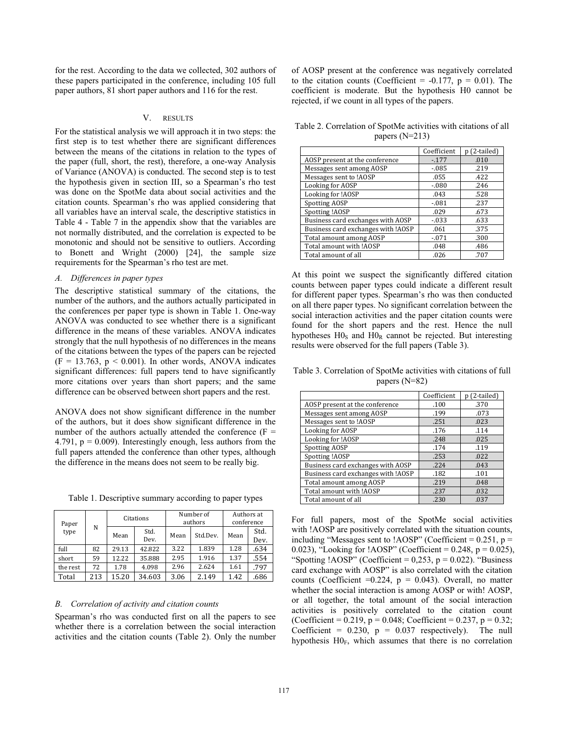for the rest. According to the data we collected, 302 authors of these papers participated in the conference, including 105 full paper authors, 81 short paper authors and 116 for the rest.

## V. RESULTS

For the statistical analysis we will approach it in two steps: the first step is to test whether there are significant differences between the means of the citations in relation to the types of the paper (full, short, the rest), therefore, a one-way Analysis of Variance (ANOVA) is conducted. The second step is to test the hypothesis given in section III, so a Spearman's rho test was done on the SpotMe data about social activities and the citation counts. Spearman's rho was applied considering that all variables have an interval scale, the descriptive statistics in Table 4 - Table 7 in the appendix show that the variables are not normally distributed, and the correlation is expected to be monotonic and should not be sensitive to outliers. According to Bonett and Wright (2000) [24], the sample size requirements for the Spearman's rho test are met.

### *A. Differences in paper types*

The descriptive statistical summary of the citations, the number of the authors, and the authors actually participated in the conferences per paper type is shown in Table 1. One-way ANOVA was conducted to see whether there is a significant difference in the means of these variables. ANOVA indicates strongly that the null hypothesis of no differences in the means of the citations between the types of the papers can be rejected ($F = 13.763$, $p < 0.001$). In other words, ANOVA indicates significant differences: full papers tend to have significantly more citations over years than short papers; and the same difference can be observed between short papers and the rest.

ANOVA does not show significant difference in the number of the authors, but it does show significant difference in the number of the authors actually attended the conference ($F = 4.791$, $p = 0.009$). Interestingly enough, less authors from the full papers attended the conference than other types, although the difference in the means does not seem to be really big.

Table 1. Descriptive summary according to paper types

| Paper type | N | Citations | | Number of authors | | Authors at conference | |
|---|---|---|---|---|---|---|---|
| | | Mean | Std. Dev. | Mean | Std.Dev. | Mean | Std. Dev. |
| full | 82 | 29.13 | 42.822 | 3.22 | 1.839 | 1.28 | .634 |
| short | 59 | 12.22 | 35.888 | 2.95 | 1.916 | 1.37 | .554 |
| the rest | 72 | 1.78 | 4.098 | 2.96 | 2.624 | 1.61 | .797 |
| Total | 213 | 15.20 | 34.603 | 3.06 | 2.149 | 1.42 | .686 |

### *B. Correlation of activity and citation counts*

Spearman's rho was conducted first on all the papers to see whether there is a correlation between the social interaction activities and the citation counts (Table 2). Only the number of AOSP present at the conference was negatively correlated to the citation counts (Coefficient = -0.177, p = 0.01). The coefficient is moderate. But the hypothesis H0 cannot be rejected, if we count in all types of the papers.

Table 2. Correlation of SpotMe activities with citations of all papers (N=213)

| | Coefficient | p (2-tailed) |
|---|---|---|
| AOSP present at the conference | -.177 | .010 |
| Messages sent among AOSP | -.085 | .219 |
| Messages sent to !AOSP | .055 | .422 |
| Looking for AOSP | -.080 | .246 |
| Looking for !AOSP | .043 | .528 |
| Spotting AOSP | -.081 | .237 |
| Spotting !AOSP | .029 | .673 |
| Business card exchanges with AOSP | -.033 | .633 |
| Business card exchanges with !AOSP | .061 | .375 |
| Total amount among AOSP | -.071 | .300 |
| Total amount with !AOSP | .048 | .486 |
| Total amount of all | .026 | .707 |

At this point we suspect the significantly differed citation counts between paper types could indicate a different result for different paper types. Spearman's rho was then conducted on all there paper types. No significant correlation between the social interaction activities and the paper citation counts were found for the short papers and the rest. Hence the null hypotheses $H0_S$ and $H0_R$ cannot be rejected. But interesting results were observed for the full papers (Table 3).

Table 3. Correlation of SpotMe activities with citations of full papers (N=82)

| | Coefficient | p (2-tailed) |
|---|---|---|
| AOSP present at the conference | .100 | .370 |
| Messages sent among AOSP | .199 | .073 |
| Messages sent to !AOSP | .251 | .023 |
| Looking for AOSP | .176 | .114 |
| Looking for !AOSP | .248 | .025 |
| Spotting AOSP | .174 | .119 |
| Spotting !AOSP | .253 | .022 |
| Business card exchanges with AOSP | .224 | .043 |
| Business card exchanges with !AOSP | .182 | .101 |
| Total amount among AOSP | .219 | .048 |
| Total amount with !AOSP | .237 | .032 |
| Total amount of all | .230 | .037 |

For full papers, most of the SpotMe social activities with !AOSP are positively correlated with the situation counts, including "Messages sent to !AOSP" (Coefficient = 0.251, p = 0.023), "Looking for !AOSP" (Coefficient = 0.248, p = 0.025), "Spotting !AOSP" (Coefficient = 0,253, p = 0.022). "Business card exchange with AOSP" is also correlated with the citation counts (Coefficient =0.224, p = 0.043). Overall, no matter whether the social interaction is among AOSP or with! AOSP, or all together, the total amount of the social interaction activities is positively correlated to the citation count (Coefficient = 0.219, p = 0.048; Coefficient = 0.237, p = 0.32; Coefficient = 0.230, p = 0.037 respectively). The null hypothesis $H0_F$, which assumes that there is no correlation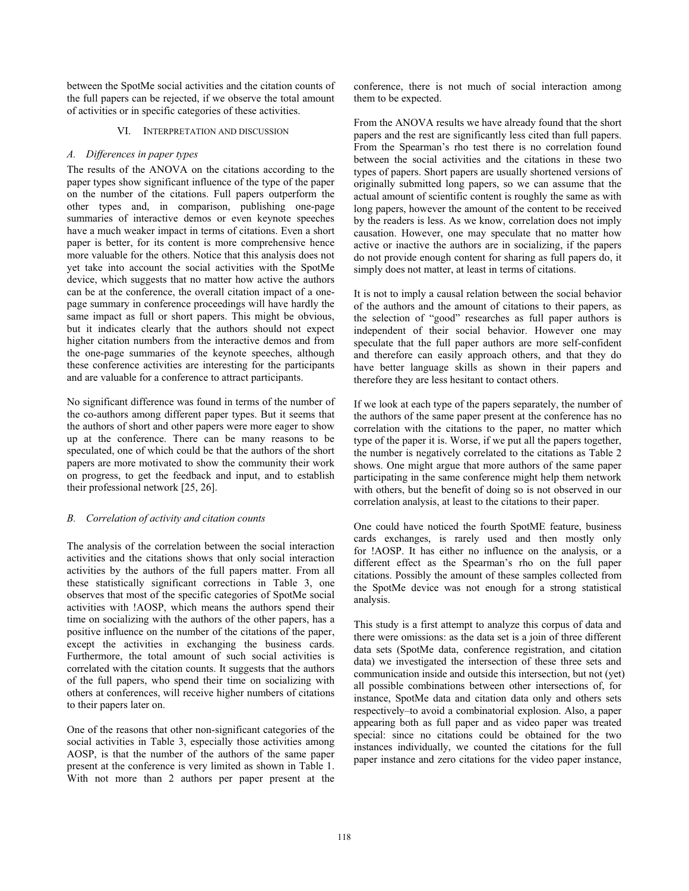between the SpotMe social activities and the citation counts of the full papers can be rejected, if we observe the total amount of activities or in specific categories of these activities.

## VI. Interpretation and Discussion

### *A. Differences in paper types*

The results of the ANOVA on the citations according to the paper types show significant influence of the type of the paper on the number of the citations. Full papers outperform the other types and, in comparison, publishing one-page summaries of interactive demos or even keynote speeches have a much weaker impact in terms of citations. Even a short paper is better, for its content is more comprehensive hence more valuable for the others. Notice that this analysis does not yet take into account the social activities with the SpotMe device, which suggests that no matter how active the authors can be at the conference, the overall citation impact of a one-page summary in conference proceedings will have hardly the same impact as full or short papers. This might be obvious, but it indicates clearly that the authors should not expect higher citation numbers from the interactive demos and from the one-page summaries of the keynote speeches, although these conference activities are interesting for the participants and are valuable for a conference to attract participants.

No significant difference was found in terms of the number of the co-authors among different paper types. But it seems that the authors of short and other papers were more eager to show up at the conference. There can be many reasons to be speculated, one of which could be that the authors of the short papers are more motivated to show the community their work on progress, to get the feedback and input, and to establish their professional network [25, 26].

### *B. Correlation of activity and citation counts*

The analysis of the correlation between the social interaction activities and the citations shows that only social interaction activities by the authors of the full papers matter. From all these statistically significant corrections in Table 3, one observes that most of the specific categories of SpotMe social activities with !AOSP, which means the authors spend their time on socializing with the authors of the other papers, has a positive influence on the number of the citations of the paper, except the activities in exchanging the business cards. Furthermore, the total amount of such social activities is correlated with the citation counts. It suggests that the authors of the full papers, who spend their time on socializing with others at conferences, will receive higher numbers of citations to their papers later on.

One of the reasons that other non-significant categories of the social activities in Table 3, especially those activities among AOSP, is that the number of the authors of the same paper present at the conference is very limited as shown in Table 1. With not more than 2 authors per paper present at the conference, there is not much of social interaction among them to be expected.

From the ANOVA results we have already found that the short papers and the rest are significantly less cited than full papers. From the Spearman's rho test there is no correlation found between the social activities and the citations in these two types of papers. Short papers are usually shortened versions of originally submitted long papers, so we can assume that the actual amount of scientific content is roughly the same as with long papers, however the amount of the content to be received by the readers is less. As we know, correlation does not imply causation. However, one may speculate that no matter how active or inactive the authors are in socializing, if the papers do not provide enough content for sharing as full papers do, it simply does not matter, at least in terms of citations.

It is not to imply a causal relation between the social behavior of the authors and the amount of citations to their papers, as the selection of "good" researches as full paper authors is independent of their social behavior. However one may speculate that the full paper authors are more self-confident and therefore can easily approach others, and that they do have better language skills as shown in their papers and therefore they are less hesitant to contact others.

If we look at each type of the papers separately, the number of the authors of the same paper present at the conference has no correlation with the citations to the paper, no matter which type of the paper it is. Worse, if we put all the papers together, the number is negatively correlated to the citations as Table 2 shows. One might argue that more authors of the same paper participating in the same conference might help them network with others, but the benefit of doing so is not observed in our correlation analysis, at least to the citations to their paper.

One could have noticed the fourth SpotME feature, business cards exchanges, is rarely used and then mostly only for !AOSP. It has either no influence on the analysis, or a different effect as the Spearman's rho on the full paper citations. Possibly the amount of these samples collected from the SpotMe device was not enough for a strong statistical analysis.

This study is a first attempt to analyze this corpus of data and there were omissions: as the data set is a join of three different data sets (SpotMe data, conference registration, and citation data) we investigated the intersection of these three sets and communication inside and outside this intersection, but not (yet) all possible combinations between other intersections of, for instance, SpotMe data and citation data only and others sets respectively–to avoid a combinatorial explosion. Also, a paper appearing both as full paper and as video paper was treated special: since no citations could be obtained for the two instances individually, we counted the citations for the full paper instance and zero citations for the video paper instance,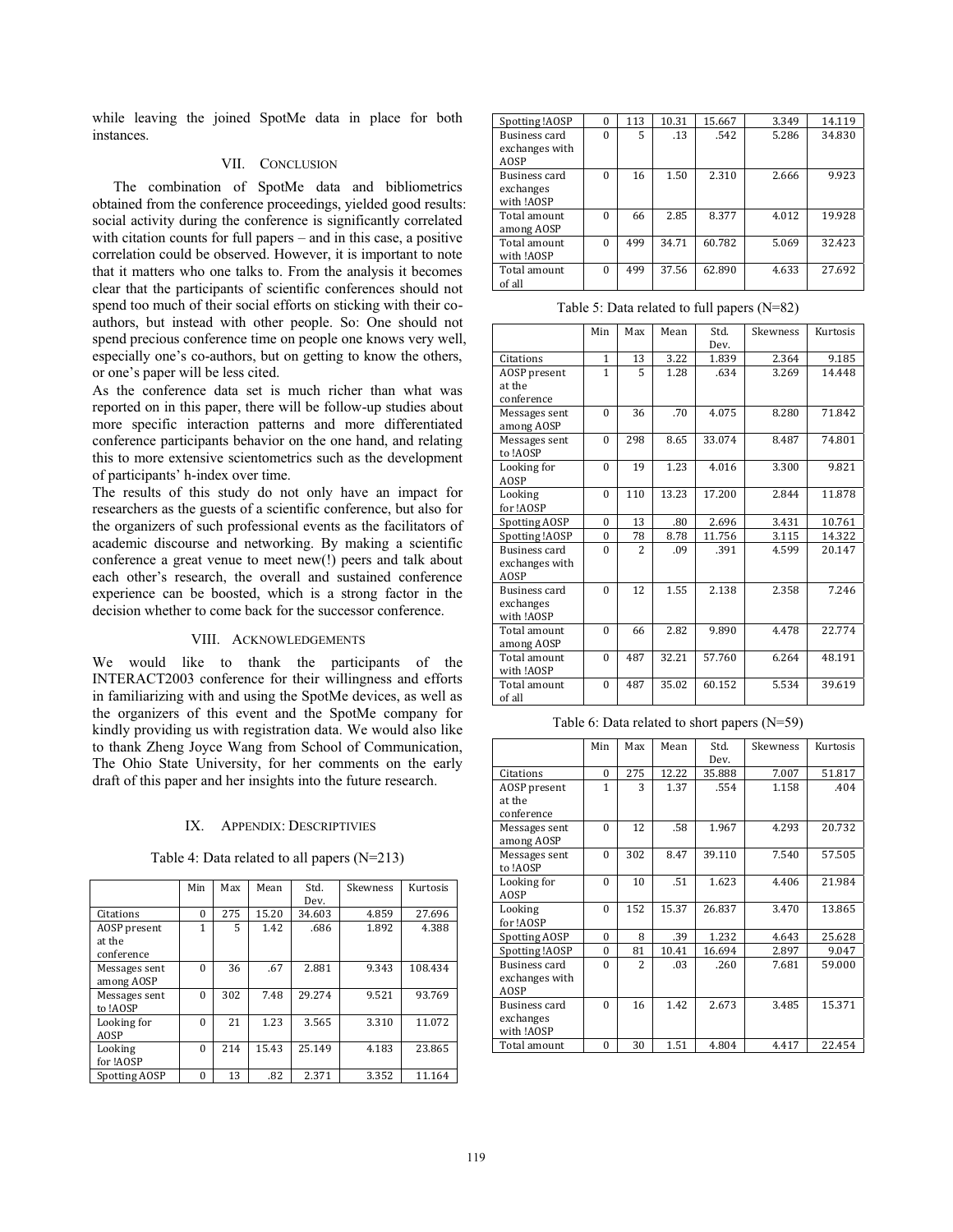while leaving the joined SpotMe data in place for both instances.

## VII. Conclusion

The combination of SpotMe data and bibliometrics obtained from the conference proceedings, yielded good results: social activity during the conference is significantly correlated with citation counts for full papers – and in this case, a positive correlation could be observed. However, it is important to note that it matters who one talks to. From the analysis it becomes clear that the participants of scientific conferences should not spend too much of their social efforts on sticking with their co-authors, but instead with other people. So: One should not spend precious conference time on people one knows very well, especially one's co-authors, but on getting to know the others, or one's paper will be less cited.

As the conference data set is much richer than what was reported on in this paper, there will be follow-up studies about more specific interaction patterns and more differentiated conference participants behavior on the one hand, and relating this to more extensive scientometrics such as the development of participants' h-index over time.

The results of this study do not only have an impact for researchers as the guests of a scientific conference, but also for the organizers of such professional events as the facilitators of academic discourse and networking. By making a scientific conference a great venue to meet new(!) peers and talk about each other's research, the overall and sustained conference experience can be boosted, which is a strong factor in the decision whether to come back for the successor conference.

## VIII. Acknowledgements

We would like to thank the participants of the INTERACT2003 conference for their willingness and efforts in familiarizing with and using the SpotMe devices, as well as the organizers of this event and the SpotMe company for kindly providing us with registration data. We would also like to thank Zheng Joyce Wang from School of Communication, The Ohio State University, for her comments on the early draft of this paper and her insights into the future research.

## IX. Appendix: Descriptivies

Table 4: Data related to all papers (N=213)

| | Min | Max | Mean | Std. Dev. | Skewness | Kurtosis |
|---|---|---|---|---|---|---|
| Citations | 0 | 275 | 15.20 | 34.603 | 4.859 | 27.696 |
| AOSP present at the conference | 1 | 5 | 1.42 | .686 | 1.892 | 4.388 |
| Messages sent among AOSP | 0 | 36 | .67 | 2.881 | 9.343 | 108.434 |
| Messages sent to !AOSP | 0 | 302 | 7.48 | 29.274 | 9.521 | 93.769 |
| Looking for AOSP | 0 | 21 | 1.23 | 3.565 | 3.310 | 11.072 |
| Looking for !AOSP | 0 | 214 | 15.43 | 25.149 | 4.183 | 23.865 |
| Spotting AOSP | 0 | 13 | .82 | 2.371 | 3.352 | 11.164 |
| Spotting !AOSP | 0 | 113 | 10.31 | 15.667 | 3.349 | 14.119 |
| Business card exchanges with AOSP | 0 | 5 | .13 | .542 | 5.286 | 34.830 |
| Business card exchanges with !AOSP | 0 | 16 | 1.50 | 2.310 | 2.666 | 9.923 |
| Total amount among AOSP | 0 | 66 | 2.85 | 8.377 | 4.012 | 19.928 |
| Total amount with !AOSP | 0 | 499 | 34.71 | 60.782 | 5.069 | 32.423 |
| Total amount of all | 0 | 499 | 37.56 | 62.890 | 4.633 | 27.692 |

Table 5: Data related to full papers (N=82)

| | Min | Max | Mean | Std. Dev. | Skewness | Kurtosis |
|---|---|---|---|---|---|---|
| Citations | 1 | 13 | 3.22 | 1.839 | 2.364 | 9.185 |
| AOSP present at the conference | 1 | 5 | 1.28 | .634 | 3.269 | 14.448 |
| Messages sent among AOSP | 0 | 36 | .70 | 4.075 | 8.280 | 71.842 |
| Messages sent to !AOSP | 0 | 298 | 8.65 | 33.074 | 8.487 | 74.801 |
| Looking for AOSP | 0 | 19 | 1.23 | 4.016 | 3.300 | 9.821 |
| Looking for !AOSP | 0 | 110 | 13.23 | 17.200 | 2.844 | 11.878 |
| Spotting AOSP | 0 | 13 | .80 | 2.696 | 3.431 | 10.761 |
| Spotting !AOSP | 0 | 78 | 8.78 | 11.756 | 3.115 | 14.322 |
| Business card exchanges with AOSP | 0 | 2 | .09 | .391 | 4.599 | 20.147 |
| Business card exchanges with !AOSP | 0 | 12 | 1.55 | 2.138 | 2.358 | 7.246 |
| Total amount among AOSP | 0 | 66 | 2.82 | 9.890 | 4.478 | 22.774 |
| Total amount with !AOSP | 0 | 487 | 32.21 | 57.760 | 6.264 | 48.191 |
| Total amount of all | 0 | 487 | 35.02 | 60.152 | 5.534 | 39.619 |

Table 6: Data related to short papers (N=59)

| | Min | Max | Mean | Std. Dev. | Skewness | Kurtosis |
|---|---|---|---|---|---|---|
| Citations | 0 | 275 | 12.22 | 35.888 | 7.007 | 51.817 |
| AOSP present at the conference | 1 | 3 | 1.37 | .554 | 1.158 | .404 |
| Messages sent among AOSP | 0 | 12 | .58 | 1.967 | 4.293 | 20.732 |
| Messages sent to !AOSP | 0 | 302 | 8.47 | 39.110 | 7.540 | 57.505 |
| Looking for AOSP | 0 | 10 | .51 | 1.623 | 4.406 | 21.984 |
| Looking for !AOSP | 0 | 152 | 15.37 | 26.837 | 3.470 | 13.865 |
| Spotting AOSP | 0 | 8 | .39 | 1.232 | 4.643 | 25.628 |
| Spotting !AOSP | 0 | 81 | 10.41 | 16.694 | 2.897 | 9.047 |
| Business card exchanges with AOSP | 0 | 2 | .03 | .260 | 7.681 | 59.000 |
| Business card exchanges with !AOSP | 0 | 16 | 1.42 | 2.673 | 3.485 | 15.371 |
| Total amount | 0 | 30 | 1.51 | 4.804 | 4.417 | 22.454 |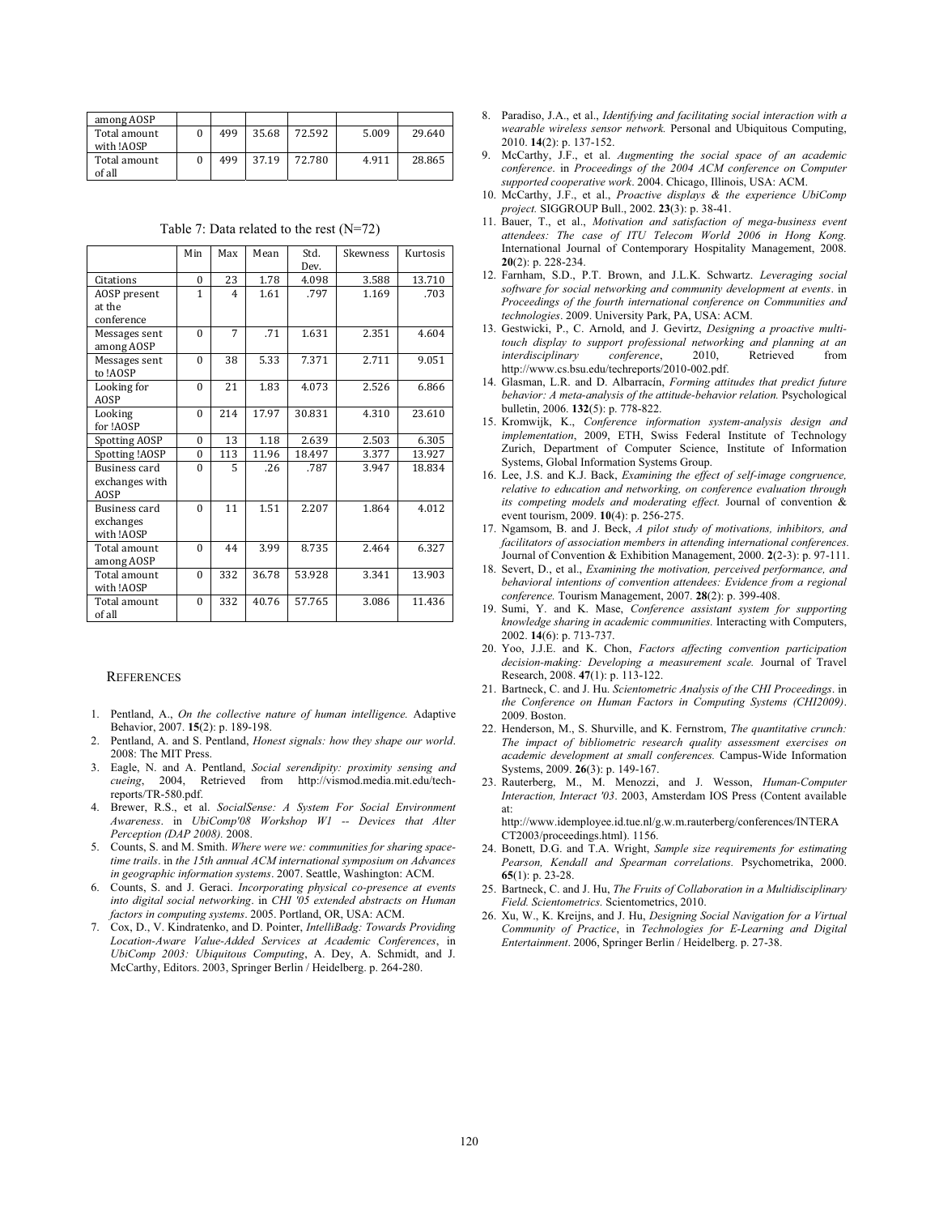| | | | | | | |
|---|---|---|---|---|---|---|
| among AOSP | | | | | | |
| Total amount with !AOSP | 0 | 499 | 35.68 | 72.592 | 5.009 | 29.640 |
| Total amount of all | 0 | 499 | 37.19 | 72.780 | 4.911 | 28.865 |

Table 7: Data related to the rest (N=72)

| | Min | Max | Mean | Std. Dev. | Skewness | Kurtosis |
|---|---|---|---|---|---|---|
| Citations | 0 | 23 | 1.78 | 4.098 | 3.588 | 13.710 |
| AOSP present at the conference | 1 | 4 | 1.61 | .797 | 1.169 | .703 |
| Messages sent among AOSP | 0 | 7 | .71 | 1.631 | 2.351 | 4.604 |
| Messages sent to !AOSP | 0 | 38 | 5.33 | 7.371 | 2.711 | 9.051 |
| Looking for AOSP | 0 | 21 | 1.83 | 4.073 | 2.526 | 6.866 |
| Looking for !AOSP | 0 | 214 | 17.97 | 30.831 | 4.310 | 23.610 |
| Spotting AOSP | 0 | 13 | 1.18 | 2.639 | 2.503 | 6.305 |
| Spotting !AOSP | 0 | 113 | 11.96 | 18.497 | 3.377 | 13.927 |
| Business card exchanges with AOSP | 0 | 5 | .26 | .787 | 3.947 | 18.834 |
| Business card exchanges with !AOSP | 0 | 11 | 1.51 | 2.207 | 1.864 | 4.012 |
| Total amount among AOSP | 0 | 44 | 3.99 | 8.735 | 2.464 | 6.327 |
| Total amount with !AOSP | 0 | 332 | 36.78 | 53.928 | 3.341 | 13.903 |
| Total amount of all | 0 | 332 | 40.76 | 57.765 | 3.086 | 11.436 |

## REFERENCES

1. Pentland, A., *On the collective nature of human intelligence.* Adaptive Behavior, 2007. **15**(2): p. 189-198.
2. Pentland, A. and S. Pentland, *Honest signals: how they shape our world*. 2008: The MIT Press.
3. Eagle, N. and A. Pentland, *Social serendipity: proximity sensing and cueing*, 2004, Retrieved from http://vismod.media.mit.edu/tech-reports/TR-580.pdf.
4. Brewer, R.S., et al. *SocialSense: A System For Social Environment Awareness*. in *UbiComp'08 Workshop W1 -- Devices that Alter Perception (DAP 2008).* 2008.
5. Counts, S. and M. Smith. *Where were we: communities for sharing space-time trails*. in *the 15th annual ACM international symposium on Advances in geographic information systems*. 2007. Seattle, Washington: ACM.
6. Counts, S. and J. Geraci. *Incorporating physical co-presence at events into digital social networking*. in *CHI '05 extended abstracts on Human factors in computing systems*. 2005. Portland, OR, USA: ACM.
7. Cox, D., V. Kindratenko, and D. Pointer, *IntelliBadg: Towards Providing Location-Aware Value-Added Services at Academic Conferences*, in *UbiComp 2003: Ubiquitous Computing*, A. Dey, A. Schmidt, and J. McCarthy, Editors. 2003, Springer Berlin / Heidelberg. p. 264-280.
8. Paradiso, J.A., et al., *Identifying and facilitating social interaction with a wearable wireless sensor network.* Personal and Ubiquitous Computing, 2010. **14**(2): p. 137-152.
9. McCarthy, J.F., et al. *Augmenting the social space of an academic conference*. in *Proceedings of the 2004 ACM conference on Computer supported cooperative work*. 2004. Chicago, Illinois, USA: ACM.
10. McCarthy, J.F., et al., *Proactive displays & the experience UbiComp project.* SIGGROUP Bull., 2002. **23**(3): p. 38-41.
11. Bauer, T., et al., *Motivation and satisfaction of mega-business event attendees: The case of ITU Telecom World 2006 in Hong Kong.* International Journal of Contemporary Hospitality Management, 2008. **20**(2): p. 228-234.
12. Farnham, S.D., P.T. Brown, and J.L.K. Schwartz. *Leveraging social software for social networking and community development at events*. in *Proceedings of the fourth international conference on Communities and technologies*. 2009. University Park, PA, USA: ACM.
13. Gestwicki, P., C. Arnold, and J. Gevirtz, *Designing a proactive multi-touch display to support professional networking and planning at an interdisciplinary conference*, 2010, Retrieved from http://www.cs.bsu.edu/techreports/2010-002.pdf.
14. Glasman, L.R. and D. Albarracín, *Forming attitudes that predict future behavior: A meta-analysis of the attitude-behavior relation.* Psychological bulletin, 2006. **132**(5): p. 778-822.
15. Kromwijk, K., *Conference information system-analysis design and implementation*, 2009, ETH, Swiss Federal Institute of Technology Zurich, Department of Computer Science, Institute of Information Systems, Global Information Systems Group.
16. Lee, J.S. and K.J. Back, *Examining the effect of self-image congruence, relative to education and networking, on conference evaluation through its competing models and moderating effect.* Journal of convention & event tourism, 2009. **10**(4): p. 256-275.
17. Ngamsom, B. and J. Beck, *A pilot study of motivations, inhibitors, and facilitators of association members in attending international conferences.* Journal of Convention & Exhibition Management, 2000. **2**(2-3): p. 97-111.
18. Severt, D., et al., *Examining the motivation, perceived performance, and behavioral intentions of convention attendees: Evidence from a regional conference.* Tourism Management, 2007. **28**(2): p. 399-408.
19. Sumi, Y. and K. Mase, *Conference assistant system for supporting knowledge sharing in academic communities.* Interacting with Computers, 2002. **14**(6): p. 713-737.
20. Yoo, J.J.E. and K. Chon, *Factors affecting convention participation decision-making: Developing a measurement scale.* Journal of Travel Research, 2008. **47**(1): p. 113-122.
21. Bartneck, C. and J. Hu. *Scientometric Analysis of the CHI Proceedings*. in *the Conference on Human Factors in Computing Systems (CHI2009)*. 2009. Boston.
22. Henderson, M., S. Shurville, and K. Fernstrom, *The quantitative crunch: The impact of bibliometric research quality assessment exercises on academic development at small conferences.* Campus-Wide Information Systems, 2009. **26**(3): p. 149-167.
23. Rauterberg, M., M. Menozzi, and J. Wesson, *Human-Computer Interaction, Interact '03*. 2003, Amsterdam IOS Press (Content available at: http://www.idemployee.id.tue.nl/g.w.m.rauterberg/conferences/INTERACT2003/proceedings.html). 1156.
24. Bonett, D.G. and T.A. Wright, *Sample size requirements for estimating Pearson, Kendall and Spearman correlations.* Psychometrika, 2000. **65**(1): p. 23-28.
25. Bartneck, C. and J. Hu, *The Fruits of Collaboration in a Multidisciplinary Field. Scientometrics.* Scientometrics, 2010.
26. Xu, W., K. Kreijns, and J. Hu, *Designing Social Navigation for a Virtual Community of Practice*, in *Technologies for E-Learning and Digital Entertainment*. 2006, Springer Berlin / Heidelberg. p. 27-38.